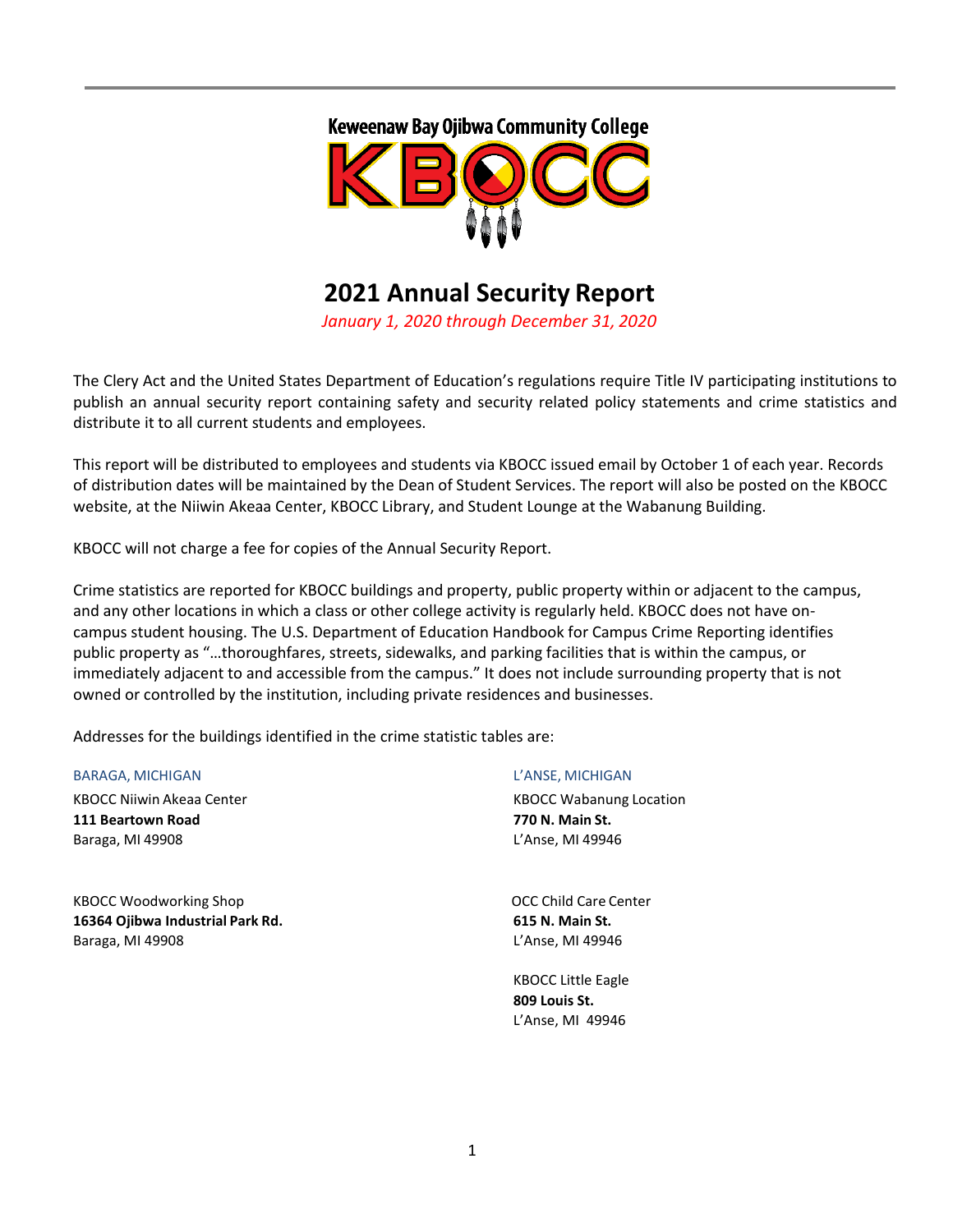Keweenaw Bay Ojibwa Community College

KBOCC

# 2021 Annual Security Report

*January 1, 2020 through December 31, 2020*

The Clery Act and the United States Department of Education's regulations require Title IV participating institutions to publish an annual security report containing safety and security related policy statements and crime statistics and distribute it to all current students and employees.

This report will be distributed to employees and students via KBOCC issued email by October 1 of each year. Records of distribution dates will be maintained by the Dean of Student Services. The report will also be posted on the KBOCC website, at the Niiwin Akeaa Center, KBOCC Library, and Student Lounge at the Wabanung Building.

KBOCC will not charge a fee for copies of the Annual Security Report.

Crime statistics are reported for KBOCC buildings and property, public property within or adjacent to the campus, and any other locations in which a class or other college activity is regularly held. KBOCC does not have on-campus student housing. The U.S. Department of Education Handbook for Campus Crime Reporting identifies public property as "…thoroughfares, streets, sidewalks, and parking facilities that is within the campus, or immediately adjacent to and accessible from the campus." It does not include surrounding property that is not owned or controlled by the institution, including private residences and businesses.

Addresses for the buildings identified in the crime statistic tables are:

BARAGA, MICHIGAN

KBOCC Niiwin Akeaa Center
**111 Beartown Road**
Baraga, MI 49908

KBOCC Woodworking Shop
**16364 Ojibwa Industrial Park Rd.**
Baraga, MI 49908

L'ANSE, MICHIGAN

KBOCC Wabanung Location
**770 N. Main St.**
L'Anse, MI 49946

OCC Child Care Center
**615 N. Main St.**
L'Anse, MI 49946

KBOCC Little Eagle
**809 Louis St.**
L'Anse, MI 49946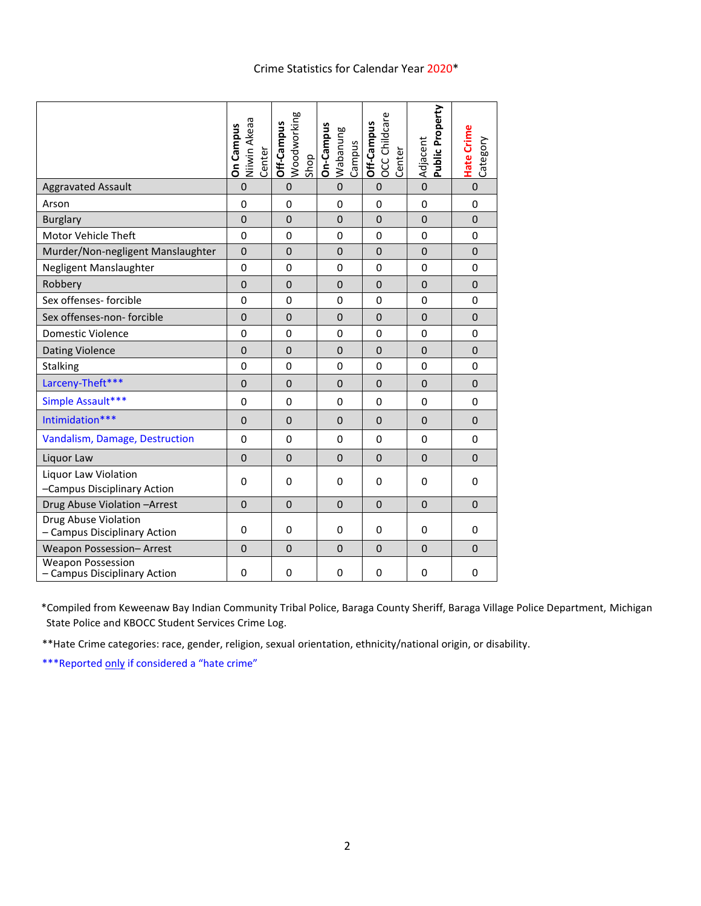Crime Statistics for Calendar Year 2020*

| | **On Campus** Niiwin Akeaa Center | **Off-Campus** Woodworking Shop | **On-Campus** Wabanung Campus | **Off-Campus** OCC Childcare Center | Adjacent **Public Property** | **Hate Crime** Category |
|---|---|---|---|---|---|---|
| Aggravated Assault | 0 | 0 | 0 | 0 | 0 | 0 |
| Arson | 0 | 0 | 0 | 0 | 0 | 0 |
| Burglary | 0 | 0 | 0 | 0 | 0 | 0 |
| Motor Vehicle Theft | 0 | 0 | 0 | 0 | 0 | 0 |
| Murder/Non-negligent Manslaughter | 0 | 0 | 0 | 0 | 0 | 0 |
| Negligent Manslaughter | 0 | 0 | 0 | 0 | 0 | 0 |
| Robbery | 0 | 0 | 0 | 0 | 0 | 0 |
| Sex offenses- forcible | 0 | 0 | 0 | 0 | 0 | 0 |
| Sex offenses-non- forcible | 0 | 0 | 0 | 0 | 0 | 0 |
| Domestic Violence | 0 | 0 | 0 | 0 | 0 | 0 |
| Dating Violence | 0 | 0 | 0 | 0 | 0 | 0 |
| Stalking | 0 | 0 | 0 | 0 | 0 | 0 |
| Larceny-Theft*** | 0 | 0 | 0 | 0 | 0 | 0 |
| Simple Assault*** | 0 | 0 | 0 | 0 | 0 | 0 |
| Intimidation*** | 0 | 0 | 0 | 0 | 0 | 0 |
| Vandalism, Damage, Destruction | 0 | 0 | 0 | 0 | 0 | 0 |
| Liquor Law | 0 | 0 | 0 | 0 | 0 | 0 |
| Liquor Law Violation –Campus Disciplinary Action | 0 | 0 | 0 | 0 | 0 | 0 |
| Drug Abuse Violation –Arrest | 0 | 0 | 0 | 0 | 0 | 0 |
| Drug Abuse Violation – Campus Disciplinary Action | 0 | 0 | 0 | 0 | 0 | 0 |
| Weapon Possession– Arrest | 0 | 0 | 0 | 0 | 0 | 0 |
| Weapon Possession – Campus Disciplinary Action | 0 | 0 | 0 | 0 | 0 | 0 |

*Compiled from Keweenaw Bay Indian Community Tribal Police, Baraga County Sheriff, Baraga Village Police Department, Michigan State Police and KBOCC Student Services Crime Log.

**Hate Crime categories: race, gender, religion, sexual orientation, ethnicity/national origin, or disability.

***Reported only if considered a "hate crime"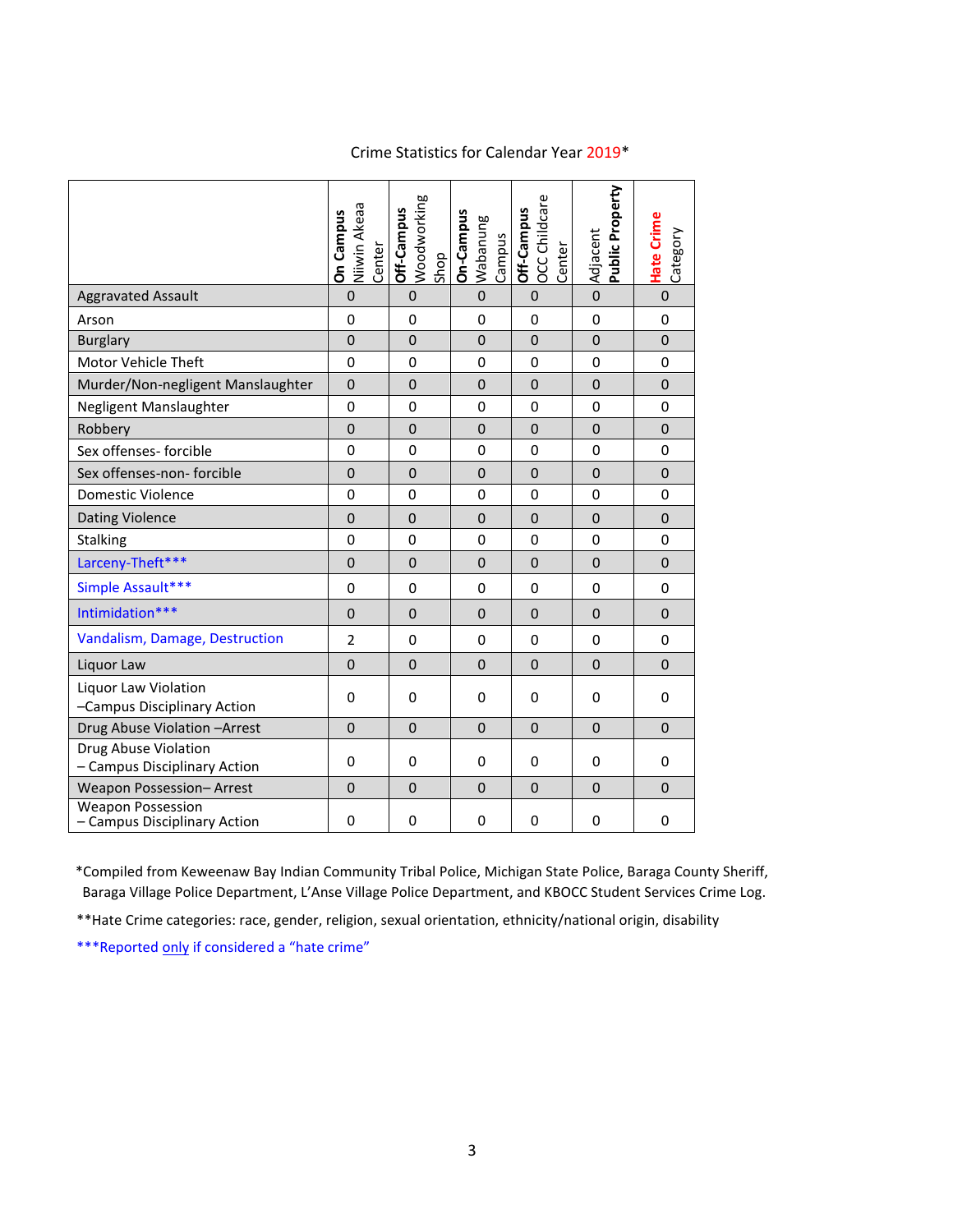Crime Statistics for Calendar Year 2019*

| | **On Campus** Niiwin Akeaa Center | **Off-Campus** Woodworking Shop | **On-Campus** Wabanung Campus | **Off-Campus** OCC Childcare Center | Adjacent **Public Property** | **Hate Crime** Category |
|---|---|---|---|---|---|---|
| Aggravated Assault | 0 | 0 | 0 | 0 | 0 | 0 |
| Arson | 0 | 0 | 0 | 0 | 0 | 0 |
| Burglary | 0 | 0 | 0 | 0 | 0 | 0 |
| Motor Vehicle Theft | 0 | 0 | 0 | 0 | 0 | 0 |
| Murder/Non-negligent Manslaughter | 0 | 0 | 0 | 0 | 0 | 0 |
| Negligent Manslaughter | 0 | 0 | 0 | 0 | 0 | 0 |
| Robbery | 0 | 0 | 0 | 0 | 0 | 0 |
| Sex offenses- forcible | 0 | 0 | 0 | 0 | 0 | 0 |
| Sex offenses-non- forcible | 0 | 0 | 0 | 0 | 0 | 0 |
| Domestic Violence | 0 | 0 | 0 | 0 | 0 | 0 |
| Dating Violence | 0 | 0 | 0 | 0 | 0 | 0 |
| Stalking | 0 | 0 | 0 | 0 | 0 | 0 |
| Larceny-Theft*** | 0 | 0 | 0 | 0 | 0 | 0 |
| Simple Assault*** | 0 | 0 | 0 | 0 | 0 | 0 |
| Intimidation*** | 0 | 0 | 0 | 0 | 0 | 0 |
| Vandalism, Damage, Destruction | 2 | 0 | 0 | 0 | 0 | 0 |
| Liquor Law | 0 | 0 | 0 | 0 | 0 | 0 |
| Liquor Law Violation –Campus Disciplinary Action | 0 | 0 | 0 | 0 | 0 | 0 |
| Drug Abuse Violation –Arrest | 0 | 0 | 0 | 0 | 0 | 0 |
| Drug Abuse Violation – Campus Disciplinary Action | 0 | 0 | 0 | 0 | 0 | 0 |
| Weapon Possession– Arrest | 0 | 0 | 0 | 0 | 0 | 0 |
| Weapon Possession – Campus Disciplinary Action | 0 | 0 | 0 | 0 | 0 | 0 |

*Compiled from Keweenaw Bay Indian Community Tribal Police, Michigan State Police, Baraga County Sheriff, Baraga Village Police Department, L'Anse Village Police Department, and KBOCC Student Services Crime Log.

**Hate Crime categories: race, gender, religion, sexual orientation, ethnicity/national origin, disability

***Reported only if considered a "hate crime"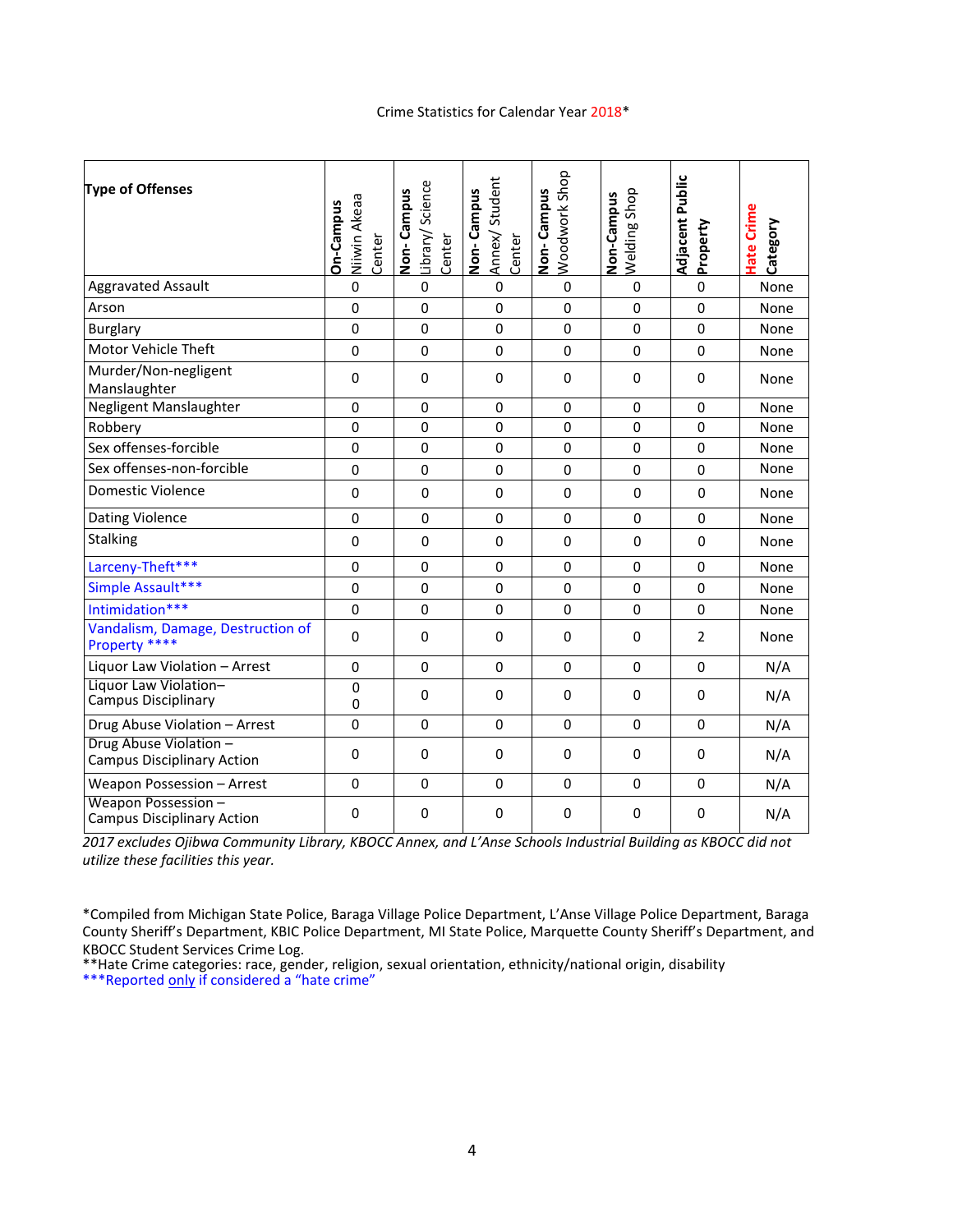Crime Statistics for Calendar Year 2018*

| Type of Offenses | On-Campus Niiwin Akeaa Center | Non- Campus Library/ Science Center | Non- Campus Annex/ Student Center | Non- Campus Woodwork Shop | Non-Campus Welding Shop | Adjacent Public Property | Hate Crime Category |
|---|---|---|---|---|---|---|---|
| Aggravated Assault | 0 | 0 | 0 | 0 | 0 | 0 | None |
| Arson | 0 | 0 | 0 | 0 | 0 | 0 | None |
| Burglary | 0 | 0 | 0 | 0 | 0 | 0 | None |
| Motor Vehicle Theft | 0 | 0 | 0 | 0 | 0 | 0 | None |
| Murder/Non-negligent Manslaughter | 0 | 0 | 0 | 0 | 0 | 0 | None |
| Negligent Manslaughter | 0 | 0 | 0 | 0 | 0 | 0 | None |
| Robbery | 0 | 0 | 0 | 0 | 0 | 0 | None |
| Sex offenses-forcible | 0 | 0 | 0 | 0 | 0 | 0 | None |
| Sex offenses-non-forcible | 0 | 0 | 0 | 0 | 0 | 0 | None |
| Domestic Violence | 0 | 0 | 0 | 0 | 0 | 0 | None |
| Dating Violence | 0 | 0 | 0 | 0 | 0 | 0 | None |
| Stalking | 0 | 0 | 0 | 0 | 0 | 0 | None |
| Larceny-Theft*** | 0 | 0 | 0 | 0 | 0 | 0 | None |
| Simple Assault*** | 0 | 0 | 0 | 0 | 0 | 0 | None |
| Intimidation*** | 0 | 0 | 0 | 0 | 0 | 0 | None |
| Vandalism, Damage, Destruction of Property **** | 0 | 0 | 0 | 0 | 0 | 2 | None |
| Liquor Law Violation – Arrest | 0 | 0 | 0 | 0 | 0 | 0 | N/A |
| Liquor Law Violation– Campus Disciplinary | 0 0 | 0 | 0 | 0 | 0 | 0 | N/A |
| Drug Abuse Violation – Arrest | 0 | 0 | 0 | 0 | 0 | 0 | N/A |
| Drug Abuse Violation – Campus Disciplinary Action | 0 | 0 | 0 | 0 | 0 | 0 | N/A |
| Weapon Possession – Arrest | 0 | 0 | 0 | 0 | 0 | 0 | N/A |
| Weapon Possession – Campus Disciplinary Action | 0 | 0 | 0 | 0 | 0 | 0 | N/A |

*2017 excludes Ojibwa Community Library, KBOCC Annex, and L'Anse Schools Industrial Building as KBOCC did not utilize these facilities this year.*

*Compiled from Michigan State Police, Baraga Village Police Department, L'Anse Village Police Department, Baraga County Sheriff's Department, KBIC Police Department, MI State Police, Marquette County Sheriff's Department, and KBOCC Student Services Crime Log.

**Hate Crime categories: race, gender, religion, sexual orientation, ethnicity/national origin, disability

***Reported only if considered a "hate crime"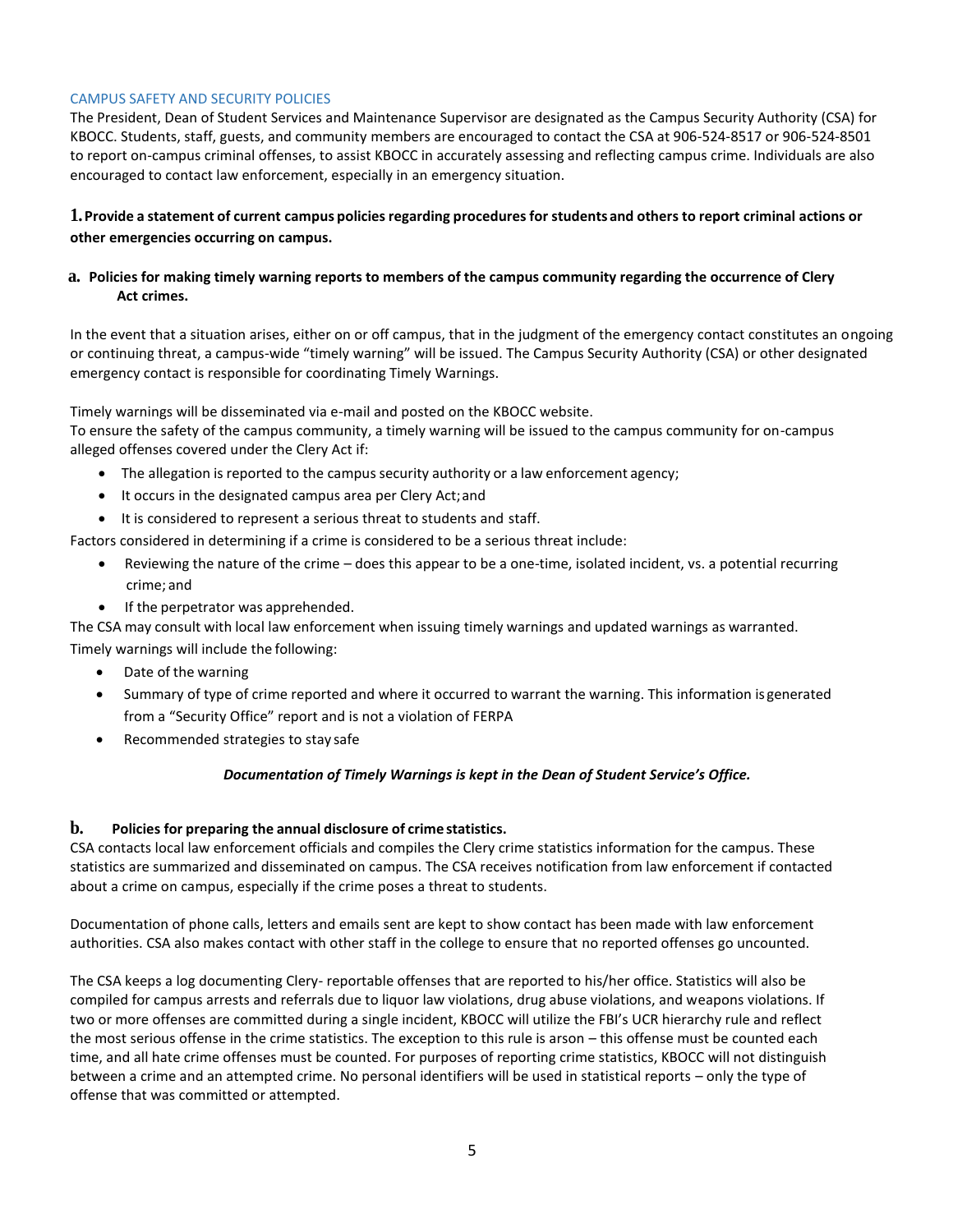## CAMPUS SAFETY AND SECURITY POLICIES

The President, Dean of Student Services and Maintenance Supervisor are designated as the Campus Security Authority (CSA) for KBOCC. Students, staff, guests, and community members are encouraged to contact the CSA at 906-524-8517 or 906-524-8501 to report on-campus criminal offenses, to assist KBOCC in accurately assessing and reflecting campus crime. Individuals are also encouraged to contact law enforcement, especially in an emergency situation.

### 1. Provide a statement of current campus policies regarding procedures for students and others to report criminal actions or other emergencies occurring on campus.

#### a. Policies for making timely warning reports to members of the campus community regarding the occurrence of Clery Act crimes.

In the event that a situation arises, either on or off campus, that in the judgment of the emergency contact constitutes an ongoing or continuing threat, a campus-wide "timely warning" will be issued. The Campus Security Authority (CSA) or other designated emergency contact is responsible for coordinating Timely Warnings.

Timely warnings will be disseminated via e-mail and posted on the KBOCC website.

To ensure the safety of the campus community, a timely warning will be issued to the campus community for on-campus alleged offenses covered under the Clery Act if:

- The allegation is reported to the campus security authority or a law enforcement agency;
- It occurs in the designated campus area per Clery Act; and
- It is considered to represent a serious threat to students and staff.

Factors considered in determining if a crime is considered to be a serious threat include:

- Reviewing the nature of the crime – does this appear to be a one-time, isolated incident, vs. a potential recurring crime; and
- If the perpetrator was apprehended.

The CSA may consult with local law enforcement when issuing timely warnings and updated warnings as warranted.

Timely warnings will include the following:

- Date of the warning
- Summary of type of crime reported and where it occurred to warrant the warning. This information is generated from a "Security Office" report and is not a violation of FERPA
- Recommended strategies to stay safe

***Documentation of Timely Warnings is kept in the Dean of Student Service's Office.***

#### b. Policies for preparing the annual disclosure of crime statistics.

CSA contacts local law enforcement officials and compiles the Clery crime statistics information for the campus. These statistics are summarized and disseminated on campus. The CSA receives notification from law enforcement if contacted about a crime on campus, especially if the crime poses a threat to students.

Documentation of phone calls, letters and emails sent are kept to show contact has been made with law enforcement authorities. CSA also makes contact with other staff in the college to ensure that no reported offenses go uncounted.

The CSA keeps a log documenting Clery- reportable offenses that are reported to his/her office. Statistics will also be compiled for campus arrests and referrals due to liquor law violations, drug abuse violations, and weapons violations. If two or more offenses are committed during a single incident, KBOCC will utilize the FBI's UCR hierarchy rule and reflect the most serious offense in the crime statistics. The exception to this rule is arson – this offense must be counted each time, and all hate crime offenses must be counted. For purposes of reporting crime statistics, KBOCC will not distinguish between a crime and an attempted crime. No personal identifiers will be used in statistical reports – only the type of offense that was committed or attempted.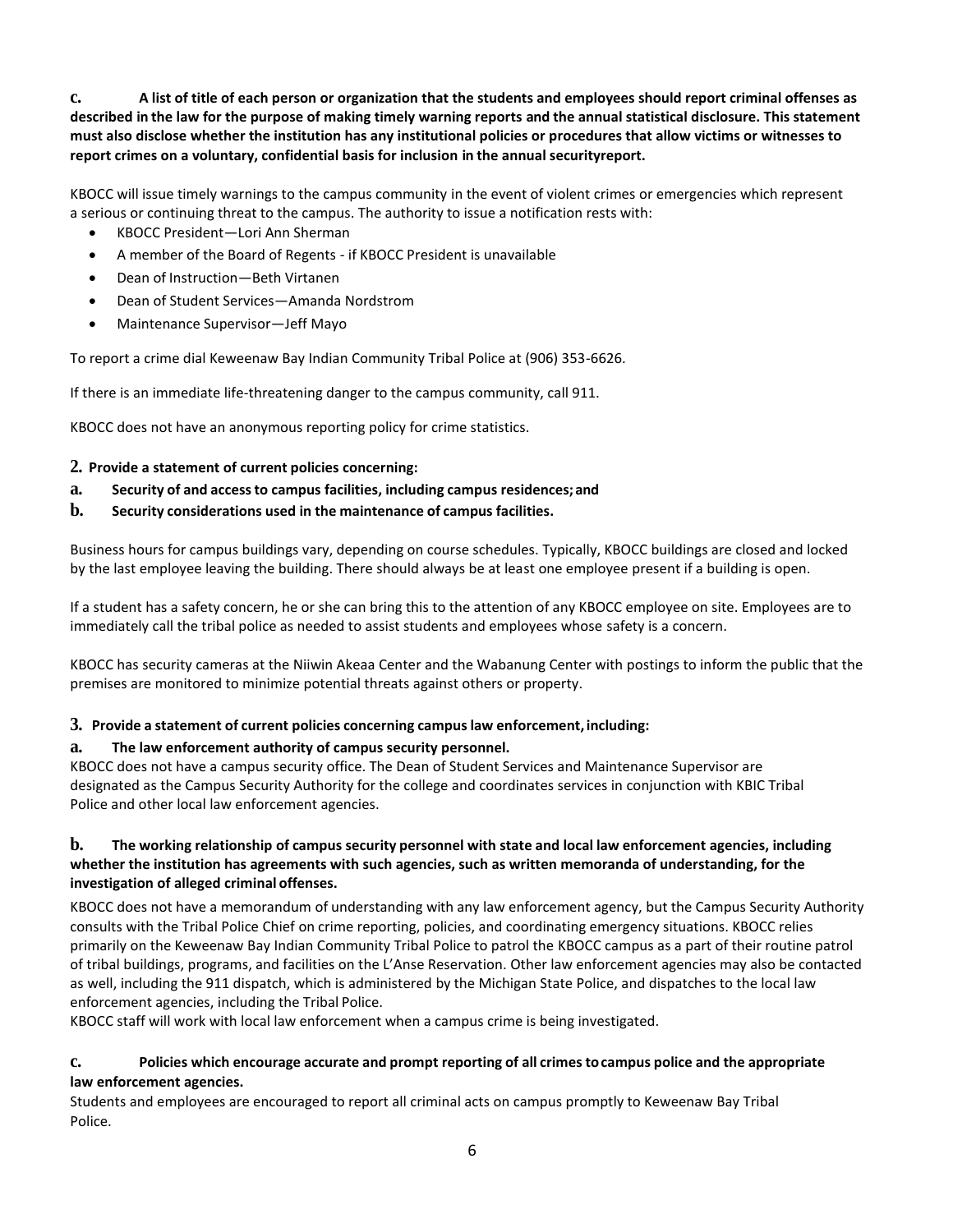**c. A list of title of each person or organization that the students and employees should report criminal offenses as described in the law for the purpose of making timely warning reports and the annual statistical disclosure. This statement must also disclose whether the institution has any institutional policies or procedures that allow victims or witnesses to report crimes on a voluntary, confidential basis for inclusion in the annual securityreport.**

KBOCC will issue timely warnings to the campus community in the event of violent crimes or emergencies which represent a serious or continuing threat to the campus. The authority to issue a notification rests with:

- KBOCC President—Lori Ann Sherman
- A member of the Board of Regents - if KBOCC President is unavailable
- Dean of Instruction—Beth Virtanen
- Dean of Student Services—Amanda Nordstrom
- Maintenance Supervisor—Jeff Mayo

To report a crime dial Keweenaw Bay Indian Community Tribal Police at (906) 353-6626.

If there is an immediate life-threatening danger to the campus community, call 911.

KBOCC does not have an anonymous reporting policy for crime statistics.

**2. Provide a statement of current policies concerning:**

**a. Security of and access to campus facilities, including campus residences; and**

**b. Security considerations used in the maintenance of campus facilities.**

Business hours for campus buildings vary, depending on course schedules. Typically, KBOCC buildings are closed and locked by the last employee leaving the building. There should always be at least one employee present if a building is open.

If a student has a safety concern, he or she can bring this to the attention of any KBOCC employee on site. Employees are to immediately call the tribal police as needed to assist students and employees whose safety is a concern.

KBOCC has security cameras at the Niiwin Akeaa Center and the Wabanung Center with postings to inform the public that the premises are monitored to minimize potential threats against others or property.

**3. Provide a statement of current policies concerning campus law enforcement, including:**

**a. The law enforcement authority of campus security personnel.**

KBOCC does not have a campus security office. The Dean of Student Services and Maintenance Supervisor are designated as the Campus Security Authority for the college and coordinates services in conjunction with KBIC Tribal Police and other local law enforcement agencies.

**b. The working relationship of campus security personnel with state and local law enforcement agencies, including whether the institution has agreements with such agencies, such as written memoranda of understanding, for the investigation of alleged criminal offenses.**

KBOCC does not have a memorandum of understanding with any law enforcement agency, but the Campus Security Authority consults with the Tribal Police Chief on crime reporting, policies, and coordinating emergency situations. KBOCC relies primarily on the Keweenaw Bay Indian Community Tribal Police to patrol the KBOCC campus as a part of their routine patrol of tribal buildings, programs, and facilities on the L'Anse Reservation. Other law enforcement agencies may also be contacted as well, including the 911 dispatch, which is administered by the Michigan State Police, and dispatches to the local law enforcement agencies, including the Tribal Police.

KBOCC staff will work with local law enforcement when a campus crime is being investigated.

**c. Policies which encourage accurate and prompt reporting of all crimes to campus police and the appropriate law enforcement agencies.**

Students and employees are encouraged to report all criminal acts on campus promptly to Keweenaw Bay Tribal Police.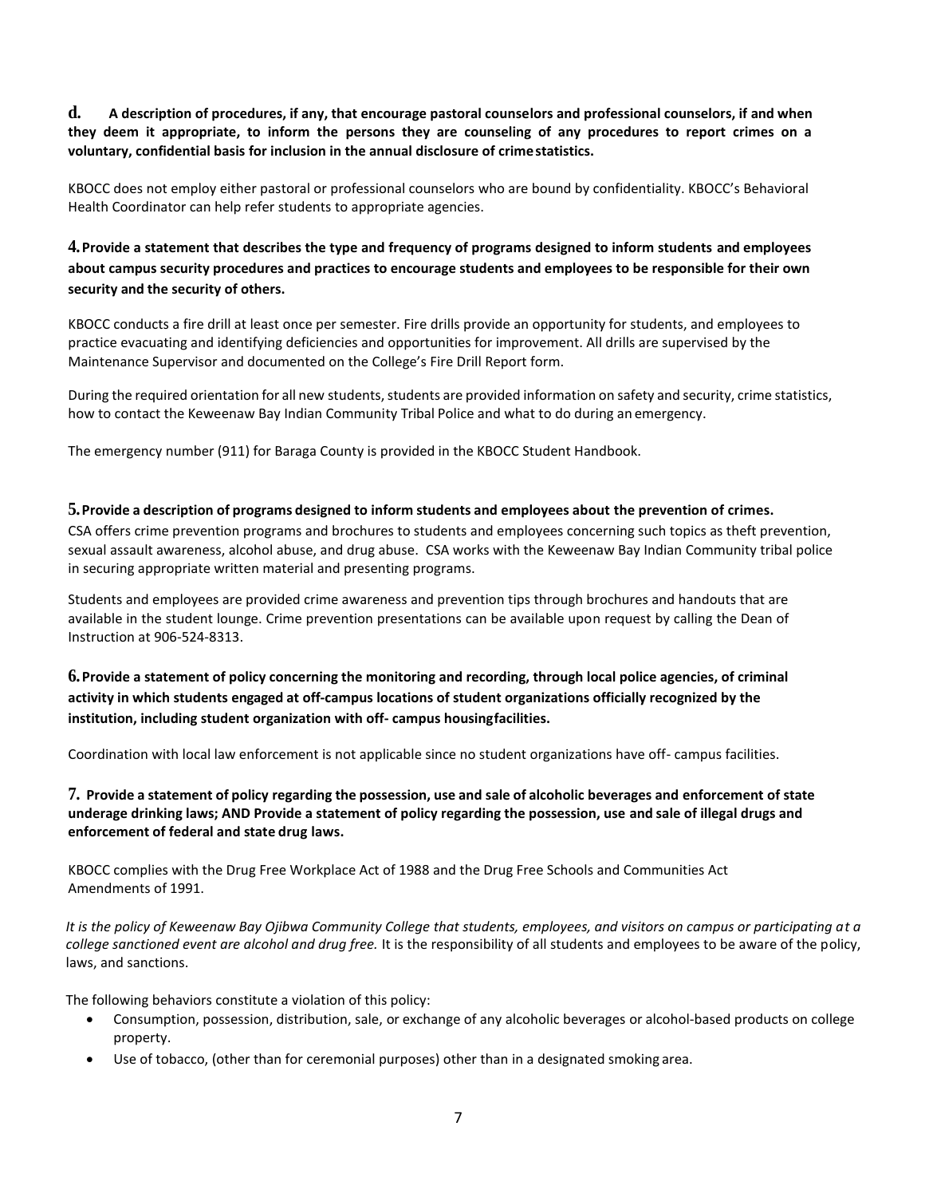**d. A description of procedures, if any, that encourage pastoral counselors and professional counselors, if and when they deem it appropriate, to inform the persons they are counseling of any procedures to report crimes on a voluntary, confidential basis for inclusion in the annual disclosure of crime statistics.**

KBOCC does not employ either pastoral or professional counselors who are bound by confidentiality. KBOCC's Behavioral Health Coordinator can help refer students to appropriate agencies.

**4. Provide a statement that describes the type and frequency of programs designed to inform students and employees about campus security procedures and practices to encourage students and employees to be responsible for their own security and the security of others.**

KBOCC conducts a fire drill at least once per semester. Fire drills provide an opportunity for students, and employees to practice evacuating and identifying deficiencies and opportunities for improvement. All drills are supervised by the Maintenance Supervisor and documented on the College's Fire Drill Report form.

During the required orientation for all new students, students are provided information on safety and security, crime statistics, how to contact the Keweenaw Bay Indian Community Tribal Police and what to do during an emergency.

The emergency number (911) for Baraga County is provided in the KBOCC Student Handbook.

**5. Provide a description of programs designed to inform students and employees about the prevention of crimes.**

CSA offers crime prevention programs and brochures to students and employees concerning such topics as theft prevention, sexual assault awareness, alcohol abuse, and drug abuse. CSA works with the Keweenaw Bay Indian Community tribal police in securing appropriate written material and presenting programs.

Students and employees are provided crime awareness and prevention tips through brochures and handouts that are available in the student lounge. Crime prevention presentations can be available upon request by calling the Dean of Instruction at 906-524-8313.

**6. Provide a statement of policy concerning the monitoring and recording, through local police agencies, of criminal activity in which students engaged at off-campus locations of student organizations officially recognized by the institution, including student organization with off- campus housing facilities.**

Coordination with local law enforcement is not applicable since no student organizations have off- campus facilities.

**7. Provide a statement of policy regarding the possession, use and sale of alcoholic beverages and enforcement of state underage drinking laws; AND Provide a statement of policy regarding the possession, use and sale of illegal drugs and enforcement of federal and state drug laws.**

KBOCC complies with the Drug Free Workplace Act of 1988 and the Drug Free Schools and Communities Act Amendments of 1991.

*It is the policy of Keweenaw Bay Ojibwa Community College that students, employees, and visitors on campus or participating at a college sanctioned event are alcohol and drug free.* It is the responsibility of all students and employees to be aware of the policy, laws, and sanctions.

The following behaviors constitute a violation of this policy:

- Consumption, possession, distribution, sale, or exchange of any alcoholic beverages or alcohol-based products on college property.
- Use of tobacco, (other than for ceremonial purposes) other than in a designated smoking area.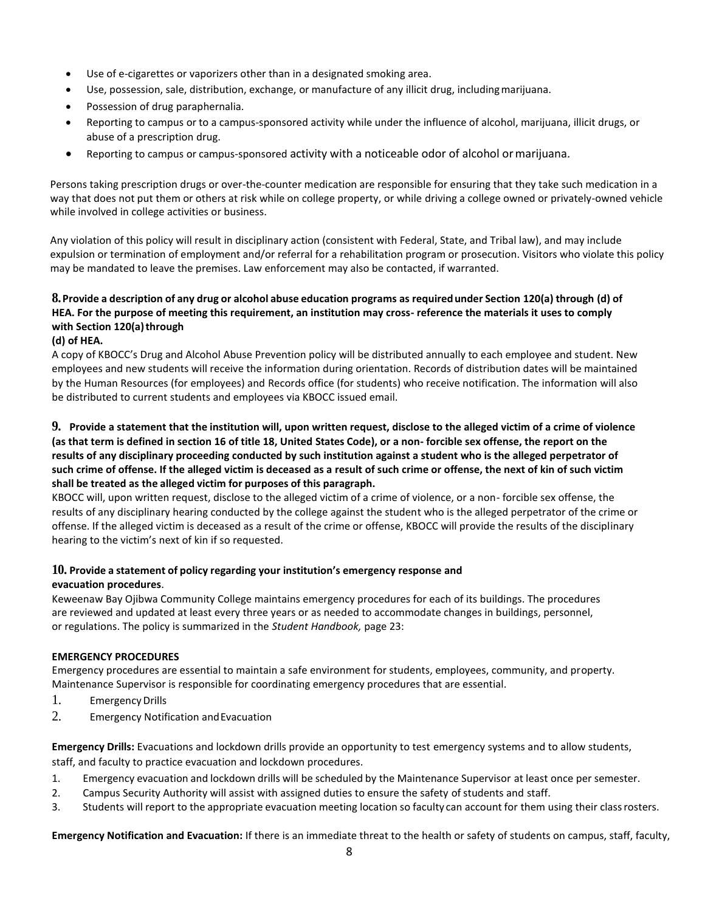- Use of e-cigarettes or vaporizers other than in a designated smoking area.
- Use, possession, sale, distribution, exchange, or manufacture of any illicit drug, including marijuana.
- Possession of drug paraphernalia.
- Reporting to campus or to a campus-sponsored activity while under the influence of alcohol, marijuana, illicit drugs, or abuse of a prescription drug.
- Reporting to campus or campus-sponsored activity with a noticeable odor of alcohol or marijuana.

Persons taking prescription drugs or over-the-counter medication are responsible for ensuring that they take such medication in a way that does not put them or others at risk while on college property, or while driving a college owned or privately-owned vehicle while involved in college activities or business.

Any violation of this policy will result in disciplinary action (consistent with Federal, State, and Tribal law), and may include expulsion or termination of employment and/or referral for a rehabilitation program or prosecution. Visitors who violate this policy may be mandated to leave the premises. Law enforcement may also be contacted, if warranted.

**8. Provide a description of any drug or alcohol abuse education programs as required under Section 120(a) through (d) of HEA. For the purpose of meeting this requirement, an institution may cross- reference the materials it uses to comply with Section 120(a) through (d) of HEA.**

A copy of KBOCC's Drug and Alcohol Abuse Prevention policy will be distributed annually to each employee and student. New employees and new students will receive the information during orientation. Records of distribution dates will be maintained by the Human Resources (for employees) and Records office (for students) who receive notification. The information will also be distributed to current students and employees via KBOCC issued email.

**9. Provide a statement that the institution will, upon written request, disclose to the alleged victim of a crime of violence (as that term is defined in section 16 of title 18, United States Code), or a non- forcible sex offense, the report on the results of any disciplinary proceeding conducted by such institution against a student who is the alleged perpetrator of such crime of offense. If the alleged victim is deceased as a result of such crime or offense, the next of kin of such victim shall be treated as the alleged victim for purposes of this paragraph.**

KBOCC will, upon written request, disclose to the alleged victim of a crime of violence, or a non- forcible sex offense, the results of any disciplinary hearing conducted by the college against the student who is the alleged perpetrator of the crime or offense. If the alleged victim is deceased as a result of the crime or offense, KBOCC will provide the results of the disciplinary hearing to the victim's next of kin if so requested.

**10. Provide a statement of policy regarding your institution's emergency response and evacuation procedures**.

Keweenaw Bay Ojibwa Community College maintains emergency procedures for each of its buildings. The procedures are reviewed and updated at least every three years or as needed to accommodate changes in buildings, personnel, or regulations. The policy is summarized in the *Student Handbook,* page 23:

**EMERGENCY PROCEDURES**

Emergency procedures are essential to maintain a safe environment for students, employees, community, and property. Maintenance Supervisor is responsible for coordinating emergency procedures that are essential.

1. Emergency Drills
2. Emergency Notification and Evacuation

**Emergency Drills:** Evacuations and lockdown drills provide an opportunity to test emergency systems and to allow students, staff, and faculty to practice evacuation and lockdown procedures.

1. Emergency evacuation and lockdown drills will be scheduled by the Maintenance Supervisor at least once per semester.
2. Campus Security Authority will assist with assigned duties to ensure the safety of students and staff.
3. Students will report to the appropriate evacuation meeting location so faculty can account for them using their class rosters.

**Emergency Notification and Evacuation:** If there is an immediate threat to the health or safety of students on campus, staff, faculty,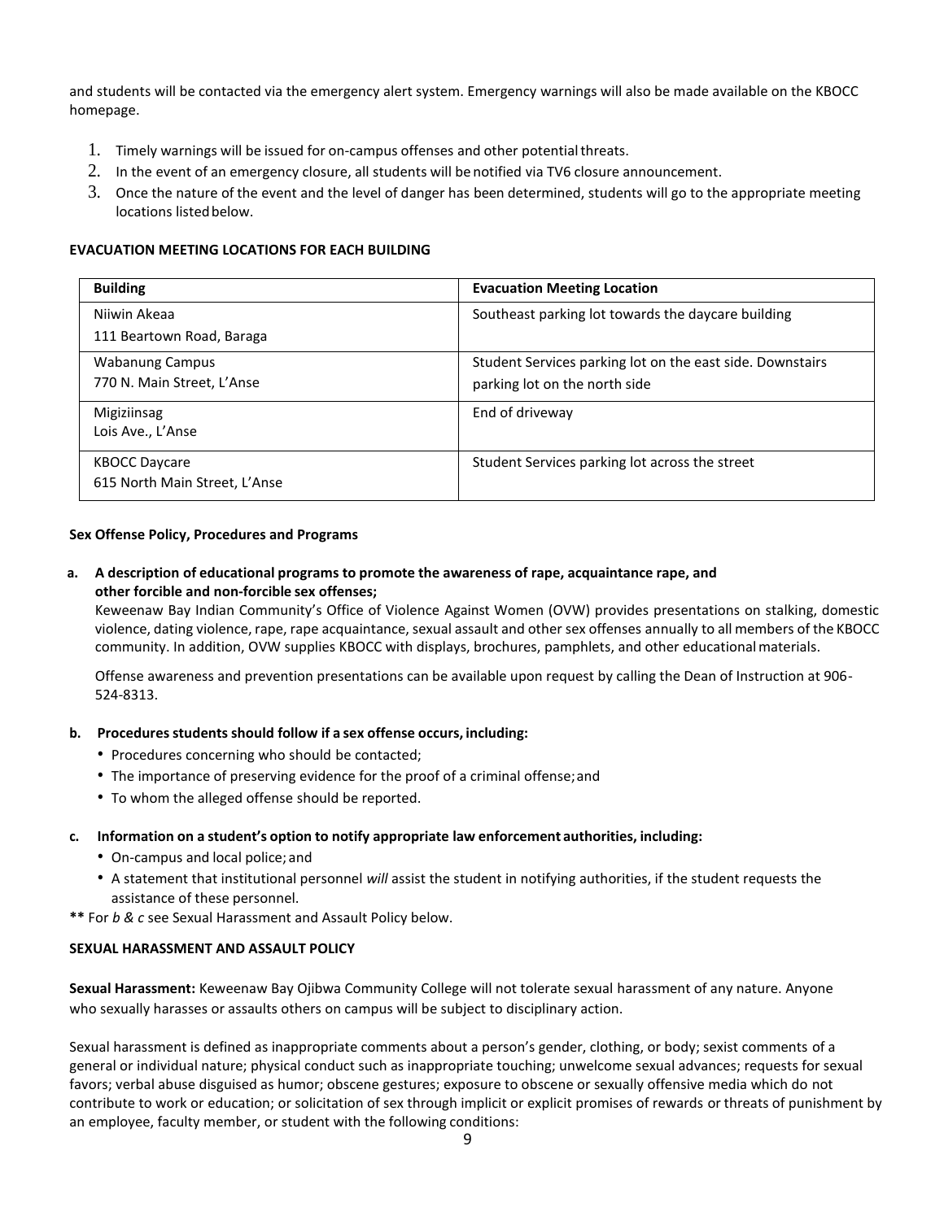and students will be contacted via the emergency alert system. Emergency warnings will also be made available on the KBOCC homepage.

1. Timely warnings will be issued for on-campus offenses and other potential threats.
2. In the event of an emergency closure, all students will be notified via TV6 closure announcement.
3. Once the nature of the event and the level of danger has been determined, students will go to the appropriate meeting locations listed below.

**EVACUATION MEETING LOCATIONS FOR EACH BUILDING**

| Building | Evacuation Meeting Location |
|---|---|
| Niiwin Akeaa<br>111 Beartown Road, Baraga | Southeast parking lot towards the daycare building |
| Wabanung Campus<br>770 N. Main Street, L'Anse | Student Services parking lot on the east side. Downstairs parking lot on the north side |
| Migiziinsag<br>Lois Ave., L'Anse | End of driveway |
| KBOCC Daycare<br>615 North Main Street, L'Anse | Student Services parking lot across the street |

**Sex Offense Policy, Procedures and Programs**

**a. A description of educational programs to promote the awareness of rape, acquaintance rape, and other forcible and non-forcible sex offenses;**

Keweenaw Bay Indian Community's Office of Violence Against Women (OVW) provides presentations on stalking, domestic violence, dating violence, rape, rape acquaintance, sexual assault and other sex offenses annually to all members of the KBOCC community. In addition, OVW supplies KBOCC with displays, brochures, pamphlets, and other educational materials.

Offense awareness and prevention presentations can be available upon request by calling the Dean of Instruction at 906-524-8313.

**b. Procedures students should follow if a sex offense occurs, including:**

- Procedures concerning who should be contacted;
- The importance of preserving evidence for the proof of a criminal offense; and
- To whom the alleged offense should be reported.

**c. Information on a student's option to notify appropriate law enforcement authorities, including:**

- On-campus and local police; and
- A statement that institutional personnel *will* assist the student in notifying authorities, if the student requests the assistance of these personnel.

**\*\*** For *b & c* see Sexual Harassment and Assault Policy below.

**SEXUAL HARASSMENT AND ASSAULT POLICY**

**Sexual Harassment:** Keweenaw Bay Ojibwa Community College will not tolerate sexual harassment of any nature. Anyone who sexually harasses or assaults others on campus will be subject to disciplinary action.

Sexual harassment is defined as inappropriate comments about a person's gender, clothing, or body; sexist comments of a general or individual nature; physical conduct such as inappropriate touching; unwelcome sexual advances; requests for sexual favors; verbal abuse disguised as humor; obscene gestures; exposure to obscene or sexually offensive media which do not contribute to work or education; or solicitation of sex through implicit or explicit promises of rewards or threats of punishment by an employee, faculty member, or student with the following conditions: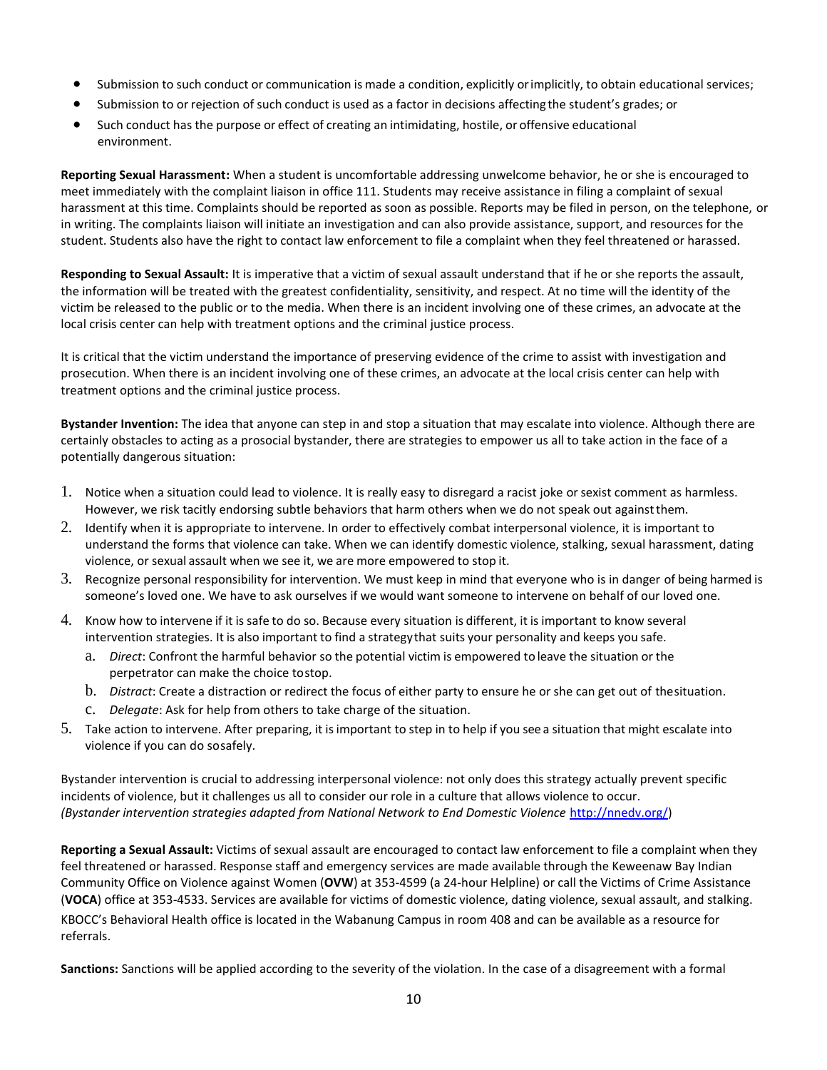- Submission to such conduct or communication is made a condition, explicitly or implicitly, to obtain educational services;
- Submission to or rejection of such conduct is used as a factor in decisions affecting the student's grades; or
- Such conduct has the purpose or effect of creating an intimidating, hostile, or offensive educational environment.

**Reporting Sexual Harassment:** When a student is uncomfortable addressing unwelcome behavior, he or she is encouraged to meet immediately with the complaint liaison in office 111. Students may receive assistance in filing a complaint of sexual harassment at this time. Complaints should be reported as soon as possible. Reports may be filed in person, on the telephone, or in writing. The complaints liaison will initiate an investigation and can also provide assistance, support, and resources for the student. Students also have the right to contact law enforcement to file a complaint when they feel threatened or harassed.

**Responding to Sexual Assault:** It is imperative that a victim of sexual assault understand that if he or she reports the assault, the information will be treated with the greatest confidentiality, sensitivity, and respect. At no time will the identity of the victim be released to the public or to the media. When there is an incident involving one of these crimes, an advocate at the local crisis center can help with treatment options and the criminal justice process.

It is critical that the victim understand the importance of preserving evidence of the crime to assist with investigation and prosecution. When there is an incident involving one of these crimes, an advocate at the local crisis center can help with treatment options and the criminal justice process.

**Bystander Invention:** The idea that anyone can step in and stop a situation that may escalate into violence. Although there are certainly obstacles to acting as a prosocial bystander, there are strategies to empower us all to take action in the face of a potentially dangerous situation:

1. Notice when a situation could lead to violence. It is really easy to disregard a racist joke or sexist comment as harmless. However, we risk tacitly endorsing subtle behaviors that harm others when we do not speak out against them.
2. Identify when it is appropriate to intervene. In order to effectively combat interpersonal violence, it is important to understand the forms that violence can take. When we can identify domestic violence, stalking, sexual harassment, dating violence, or sexual assault when we see it, we are more empowered to stop it.
3. Recognize personal responsibility for intervention. We must keep in mind that everyone who is in danger of being harmed is someone's loved one. We have to ask ourselves if we would want someone to intervene on behalf of our loved one.
4. Know how to intervene if it is safe to do so. Because every situation is different, it is important to know several intervention strategies. It is also important to find a strategy that suits your personality and keeps you safe.
   a. *Direct*: Confront the harmful behavior so the potential victim is empowered to leave the situation or the perpetrator can make the choice to stop.
   b. *Distract*: Create a distraction or redirect the focus of either party to ensure he or she can get out of the situation.
   c. *Delegate*: Ask for help from others to take charge of the situation.
5. Take action to intervene. After preparing, it is important to step in to help if you see a situation that might escalate into violence if you can do so safely.

Bystander intervention is crucial to addressing interpersonal violence: not only does this strategy actually prevent specific incidents of violence, but it challenges us all to consider our role in a culture that allows violence to occur.
*(Bystander intervention strategies adapted from National Network to End Domestic Violence* http://nnedv.org/)

**Reporting a Sexual Assault:** Victims of sexual assault are encouraged to contact law enforcement to file a complaint when they feel threatened or harassed. Response staff and emergency services are made available through the Keweenaw Bay Indian Community Office on Violence against Women (**OVW**) at 353-4599 (a 24-hour Helpline) or call the Victims of Crime Assistance (**VOCA**) office at 353-4533. Services are available for victims of domestic violence, dating violence, sexual assault, and stalking. KBOCC's Behavioral Health office is located in the Wabanung Campus in room 408 and can be available as a resource for referrals.

**Sanctions:** Sanctions will be applied according to the severity of the violation. In the case of a disagreement with a formal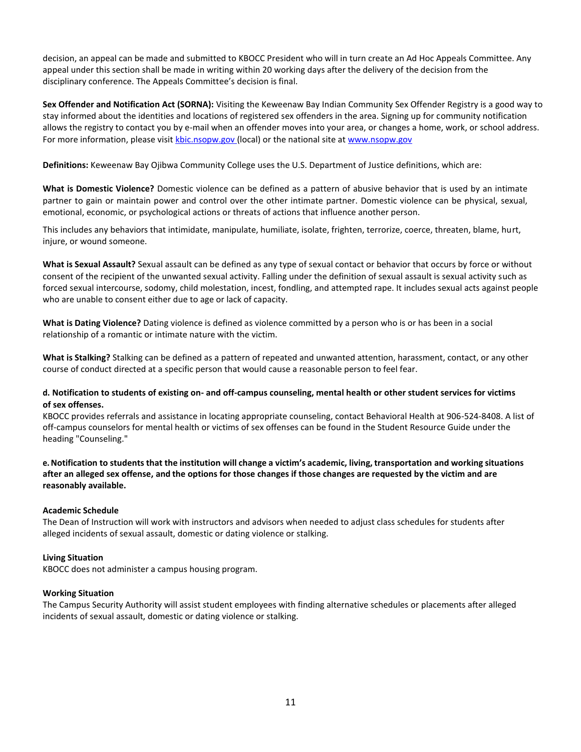decision, an appeal can be made and submitted to KBOCC President who will in turn create an Ad Hoc Appeals Committee. Any appeal under this section shall be made in writing within 20 working days after the delivery of the decision from the disciplinary conference. The Appeals Committee's decision is final.

**Sex Offender and Notification Act (SORNA):** Visiting the Keweenaw Bay Indian Community Sex Offender Registry is a good way to stay informed about the identities and locations of registered sex offenders in the area. Signing up for community notification allows the registry to contact you by e-mail when an offender moves into your area, or changes a home, work, or school address. For more information, please visit [kbic.nsopw.gov](kbic.nsopw.gov) (local) or the national site at [www.nsopw.gov](www.nsopw.gov)

**Definitions:** Keweenaw Bay Ojibwa Community College uses the U.S. Department of Justice definitions, which are:

**What is Domestic Violence?** Domestic violence can be defined as a pattern of abusive behavior that is used by an intimate partner to gain or maintain power and control over the other intimate partner. Domestic violence can be physical, sexual, emotional, economic, or psychological actions or threats of actions that influence another person.

This includes any behaviors that intimidate, manipulate, humiliate, isolate, frighten, terrorize, coerce, threaten, blame, hurt, injure, or wound someone.

**What is Sexual Assault?** Sexual assault can be defined as any type of sexual contact or behavior that occurs by force or without consent of the recipient of the unwanted sexual activity. Falling under the definition of sexual assault is sexual activity such as forced sexual intercourse, sodomy, child molestation, incest, fondling, and attempted rape. It includes sexual acts against people who are unable to consent either due to age or lack of capacity.

**What is Dating Violence?** Dating violence is defined as violence committed by a person who is or has been in a social relationship of a romantic or intimate nature with the victim.

**What is Stalking?** Stalking can be defined as a pattern of repeated and unwanted attention, harassment, contact, or any other course of conduct directed at a specific person that would cause a reasonable person to feel fear.

**d. Notification to students of existing on- and off-campus counseling, mental health or other student services for victims of sex offenses.**

KBOCC provides referrals and assistance in locating appropriate counseling, contact Behavioral Health at 906-524-8408. A list of off-campus counselors for mental health or victims of sex offenses can be found in the Student Resource Guide under the heading "Counseling."

**e. Notification to students that the institution will change a victim's academic, living, transportation and working situations after an alleged sex offense, and the options for those changes if those changes are requested by the victim and are reasonably available.**

**Academic Schedule**

The Dean of Instruction will work with instructors and advisors when needed to adjust class schedules for students after alleged incidents of sexual assault, domestic or dating violence or stalking.

**Living Situation**

KBOCC does not administer a campus housing program.

**Working Situation**

The Campus Security Authority will assist student employees with finding alternative schedules or placements after alleged incidents of sexual assault, domestic or dating violence or stalking.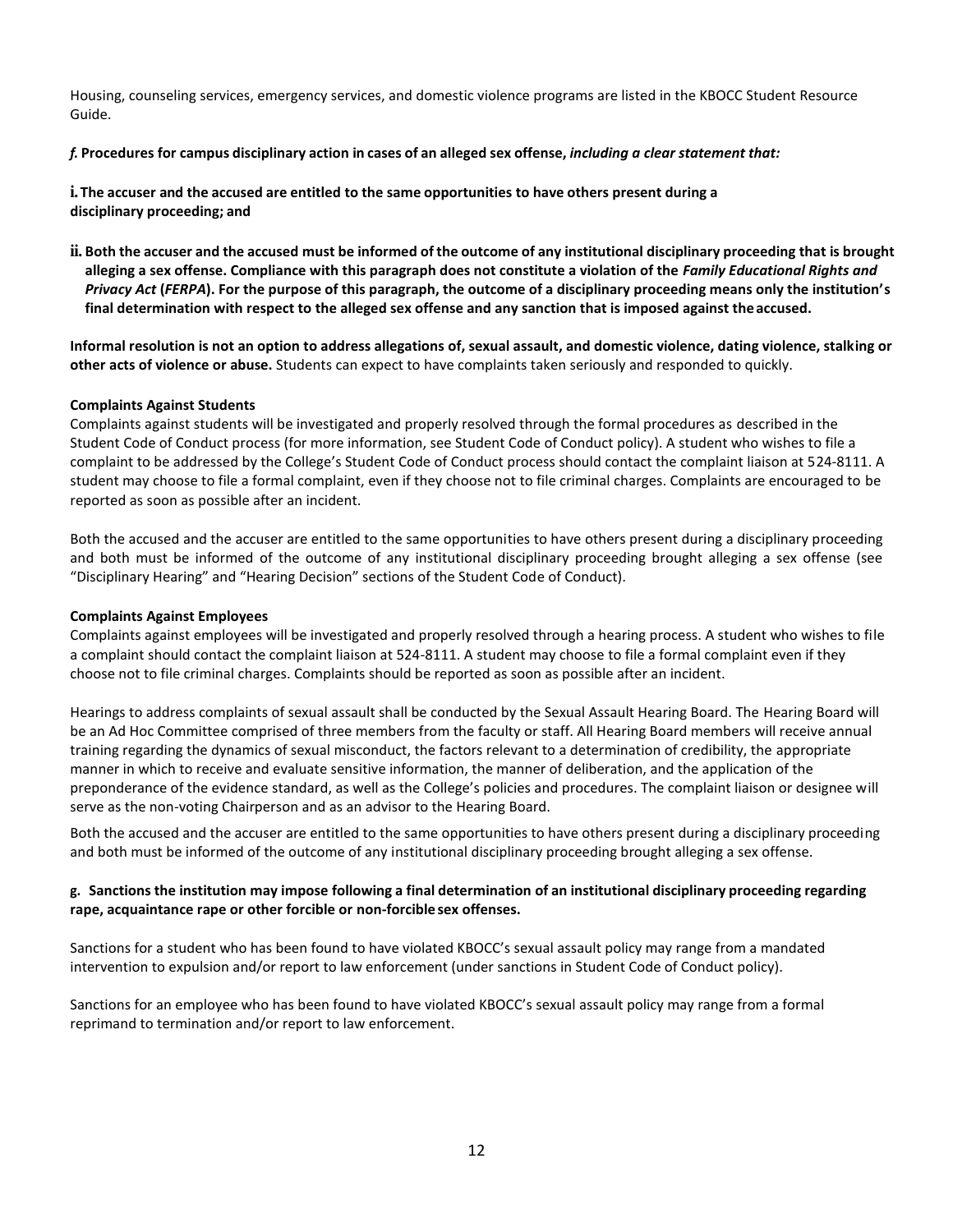Housing, counseling services, emergency services, and domestic violence programs are listed in the KBOCC Student Resource Guide.

***f.* Procedures for campus disciplinary action in cases of an alleged sex offense, *including a clear statement that:***

**i. The accuser and the accused are entitled to the same opportunities to have others present during a disciplinary proceeding; and**

**ii. Both the accuser and the accused must be informed of the outcome of any institutional disciplinary proceeding that is brought alleging a sex offense. Compliance with this paragraph does not constitute a violation of the *Family Educational Rights and Privacy Act* (*FERPA*). For the purpose of this paragraph, the outcome of a disciplinary proceeding means only the institution's final determination with respect to the alleged sex offense and any sanction that is imposed against the accused.**

**Informal resolution is not an option to address allegations of, sexual assault, and domestic violence, dating violence, stalking or other acts of violence or abuse.** Students can expect to have complaints taken seriously and responded to quickly.

**Complaints Against Students**

Complaints against students will be investigated and properly resolved through the formal procedures as described in the Student Code of Conduct process (for more information, see Student Code of Conduct policy). A student who wishes to file a complaint to be addressed by the College's Student Code of Conduct process should contact the complaint liaison at 524-8111. A student may choose to file a formal complaint, even if they choose not to file criminal charges. Complaints are encouraged to be reported as soon as possible after an incident.

Both the accused and the accuser are entitled to the same opportunities to have others present during a disciplinary proceeding and both must be informed of the outcome of any institutional disciplinary proceeding brought alleging a sex offense (see "Disciplinary Hearing" and "Hearing Decision" sections of the Student Code of Conduct).

**Complaints Against Employees**

Complaints against employees will be investigated and properly resolved through a hearing process. A student who wishes to file a complaint should contact the complaint liaison at 524-8111. A student may choose to file a formal complaint even if they choose not to file criminal charges. Complaints should be reported as soon as possible after an incident.

Hearings to address complaints of sexual assault shall be conducted by the Sexual Assault Hearing Board. The Hearing Board will be an Ad Hoc Committee comprised of three members from the faculty or staff. All Hearing Board members will receive annual training regarding the dynamics of sexual misconduct, the factors relevant to a determination of credibility, the appropriate manner in which to receive and evaluate sensitive information, the manner of deliberation, and the application of the preponderance of the evidence standard, as well as the College's policies and procedures. The complaint liaison or designee will serve as the non-voting Chairperson and as an advisor to the Hearing Board.

Both the accused and the accuser are entitled to the same opportunities to have others present during a disciplinary proceeding and both must be informed of the outcome of any institutional disciplinary proceeding brought alleging a sex offense.

**g. Sanctions the institution may impose following a final determination of an institutional disciplinary proceeding regarding rape, acquaintance rape or other forcible or non-forcible sex offenses.**

Sanctions for a student who has been found to have violated KBOCC's sexual assault policy may range from a mandated intervention to expulsion and/or report to law enforcement (under sanctions in Student Code of Conduct policy).

Sanctions for an employee who has been found to have violated KBOCC's sexual assault policy may range from a formal reprimand to termination and/or report to law enforcement.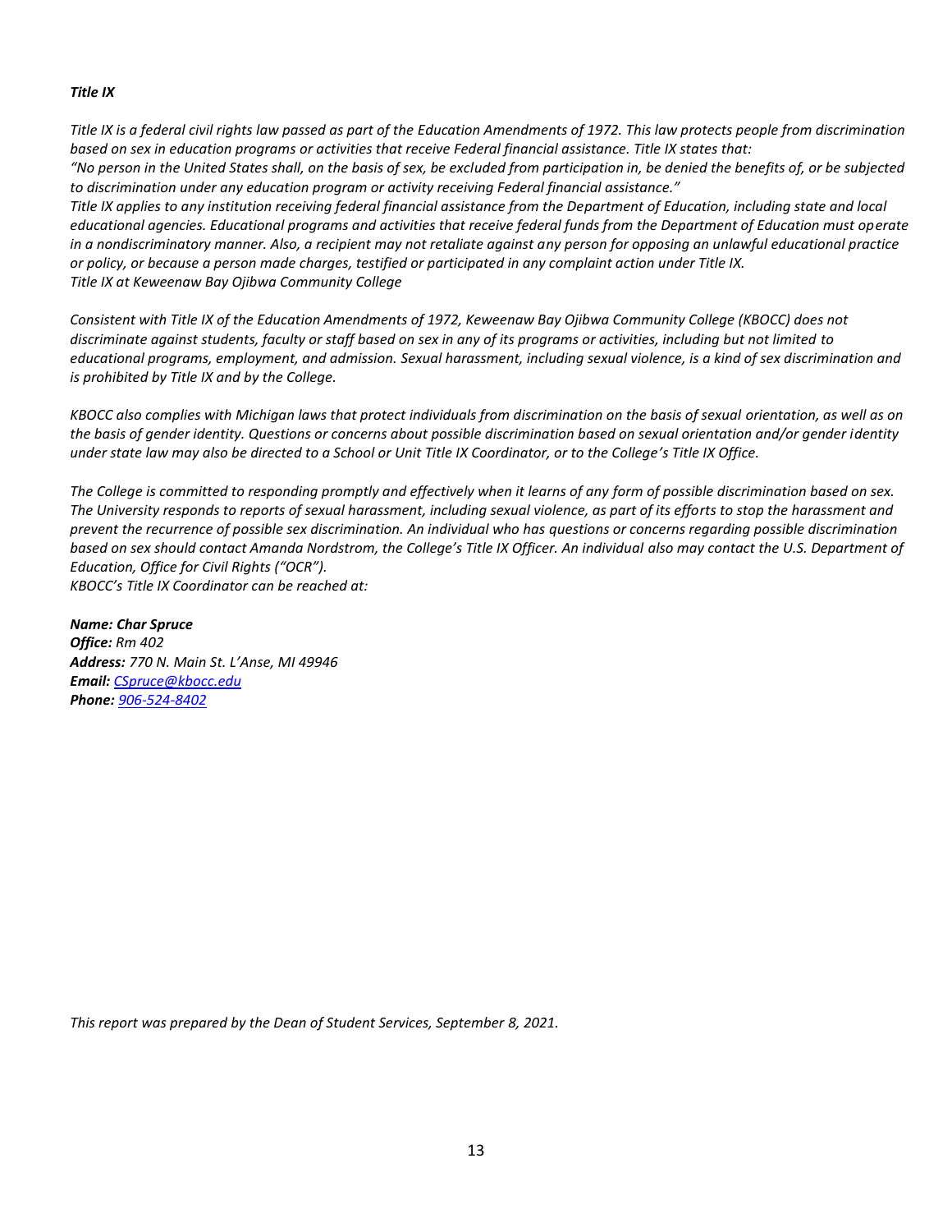***Title IX***

*Title IX is a federal civil rights law passed as part of the Education Amendments of 1972. This law protects people from discrimination based on sex in education programs or activities that receive Federal financial assistance. Title IX states that:*
*"No person in the United States shall, on the basis of sex, be excluded from participation in, be denied the benefits of, or be subjected to discrimination under any education program or activity receiving Federal financial assistance."*
*Title IX applies to any institution receiving federal financial assistance from the Department of Education, including state and local educational agencies. Educational programs and activities that receive federal funds from the Department of Education must operate in a nondiscriminatory manner. Also, a recipient may not retaliate against any person for opposing an unlawful educational practice or policy, or because a person made charges, testified or participated in any complaint action under Title IX.*
*Title IX at Keweenaw Bay Ojibwa Community College*

*Consistent with Title IX of the Education Amendments of 1972, Keweenaw Bay Ojibwa Community College (KBOCC) does not discriminate against students, faculty or staff based on sex in any of its programs or activities, including but not limited to educational programs, employment, and admission. Sexual harassment, including sexual violence, is a kind of sex discrimination and is prohibited by Title IX and by the College.*

*KBOCC also complies with Michigan laws that protect individuals from discrimination on the basis of sexual orientation, as well as on the basis of gender identity. Questions or concerns about possible discrimination based on sexual orientation and/or gender identity under state law may also be directed to a School or Unit Title IX Coordinator, or to the College's Title IX Office.*

*The College is committed to responding promptly and effectively when it learns of any form of possible discrimination based on sex. The University responds to reports of sexual harassment, including sexual violence, as part of its efforts to stop the harassment and prevent the recurrence of possible sex discrimination. An individual who has questions or concerns regarding possible discrimination based on sex should contact Amanda Nordstrom, the College's Title IX Officer. An individual also may contact the U.S. Department of Education, Office for Civil Rights ("OCR").*
*KBOCC's Title IX Coordinator can be reached at:*

***Name: Char Spruce***
***Office:*** *Rm 402*
***Address:*** *770 N. Main St. L'Anse, MI 49946*
***Email:*** *CSpruce@kbocc.edu*
***Phone:*** *906-524-8402*

*This report was prepared by the Dean of Student Services, September 8, 2021.*